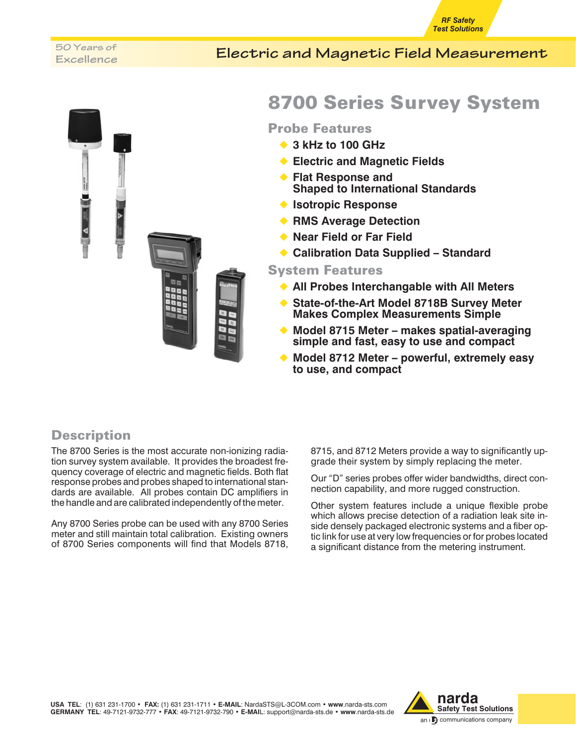RF Safety Test Solutions

50 Years of Excellence

Electric and Magnetic Field Measurement

# 8700 Series Survey System

## Probe Features

- 3 kHz to 100 GHz
- Electric and Magnetic Fields
- Flat Response and Shaped to International Standards
- Isotropic Response
- RMS Average Detection
- Near Field or Far Field
- Calibration Data Supplied – Standard

## System Features

- All Probes Interchangable with All Meters
- State-of-the-Art Model 8718B Survey Meter Makes Complex Measurements Simple
- Model 8715 Meter – makes spatial-averaging simple and fast, easy to use and compact
- Model 8712 Meter – powerful, extremely easy to use, and compact

## Description

The 8700 Series is the most accurate non-ionizing radiation survey system available. It provides the broadest frequency coverage of electric and magnetic fields. Both flat response probes and probes shaped to international standards are available. All probes contain DC amplifiers in the handle and are calibrated independently of the meter.

Any 8700 Series probe can be used with any 8700 Series meter and still maintain total calibration. Existing owners of 8700 Series components will find that Models 8718, 8715, and 8712 Meters provide a way to significantly upgrade their system by simply replacing the meter.

Our "D" series probes offer wider bandwidths, direct connection capability, and more rugged construction.

Other system features include a unique flexible probe which allows precise detection of a radiation leak site inside densely packaged electronic systems and a fiber optic link for use at very low frequencies or for probes located a significant distance from the metering instrument.

**USA TEL**: (1) 631 231-1700 • **FAX:** (1) 631 231-1711 • **E-MAIL**: NardaSTS@L-3COM.com • **www**.narda-sts.com
**GERMANY TEL**: 49-7121-9732-777 • **FAX**: 49-7121-9732-790 • **E-MAIL**: support@narda-sts.de • **www**.narda-sts.de

narda Safety Test Solutions — an L-3 communications company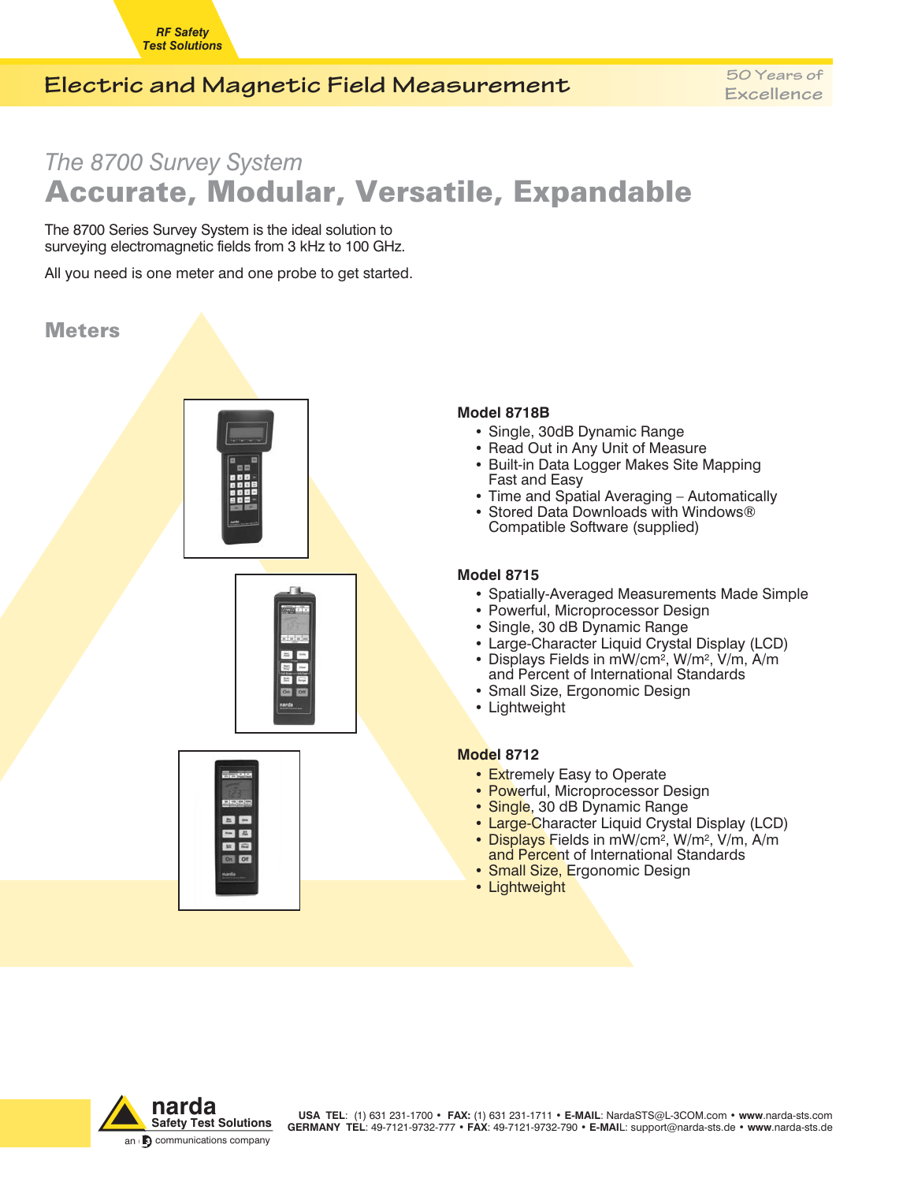RF Safety Test Solutions

# Electric and Magnetic Field Measurement

50 Years of Excellence

## *The 8700 Survey System*
## Accurate, Modular, Versatile, Expandable

The 8700 Series Survey System is the ideal solution to surveying electromagnetic fields from 3 kHz to 100 GHz.

All you need is one meter and one probe to get started.

### Meters

**Model 8718B**

- Single, 30dB Dynamic Range
- Read Out in Any Unit of Measure
- Built-in Data Logger Makes Site Mapping Fast and Easy
- Time and Spatial Averaging – Automatically
- Stored Data Downloads with Windows® Compatible Software (supplied)

**Model 8715**

- Spatially-Averaged Measurements Made Simple
- Powerful, Microprocessor Design
- Single, 30 dB Dynamic Range
- Large-Character Liquid Crystal Display (LCD)
- Displays Fields in $mW/cm^2$, $W/m^2$, V/m, A/m and Percent of International Standards
- Small Size, Ergonomic Design
- Lightweight

**Model 8712**

- Extremely Easy to Operate
- Powerful, Microprocessor Design
- Single, 30 dB Dynamic Range
- Large-Character Liquid Crystal Display (LCD)
- Displays Fields in $mW/cm^2$, $W/m^2$, V/m, A/m and Percent of International Standards
- Small Size, Ergonomic Design
- Lightweight

narda Safety Test Solutions
an L-3 communications company

**USA TEL**: (1) 631 231-1700 • **FAX:** (1) 631 231-1711 • **E-MAIL**: NardaSTS@L-3COM.com • **www**.narda-sts.com
**GERMANY TEL**: 49-7121-9732-777 • **FAX**: 49-7121-9732-790 • **E-MAIL**: support@narda-sts.de • **www**.narda-sts.de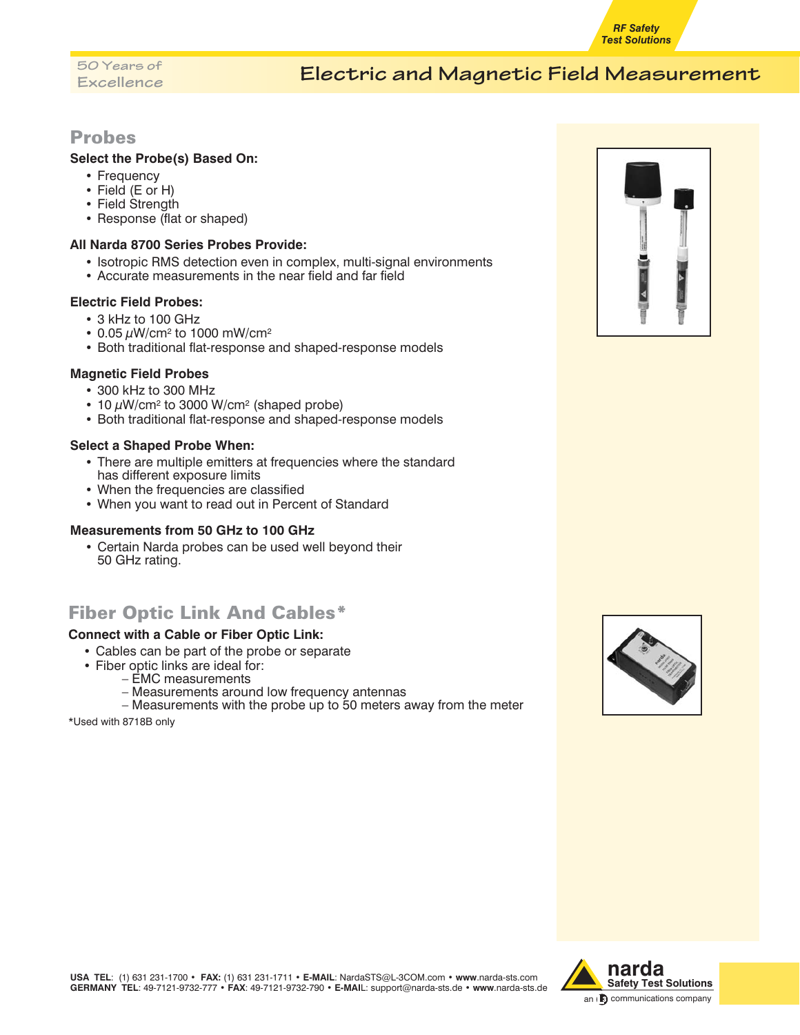# Electric and Magnetic Field Measurement

## Probes

### Select the Probe(s) Based On:

- Frequency
- Field (E or H)
- Field Strength
- Response (flat or shaped)

### All Narda 8700 Series Probes Provide:

- Isotropic RMS detection even in complex, multi-signal environments
- Accurate measurements in the near field and far field

### Electric Field Probes:

- 3 kHz to 100 GHz
- 0.05 $\mu$W/cm$^2$ to 1000 mW/cm$^2$
- Both traditional flat-response and shaped-response models

### Magnetic Field Probes

- 300 kHz to 300 MHz
- 10 $\mu$W/cm$^2$ to 3000 W/cm$^2$ (shaped probe)
- Both traditional flat-response and shaped-response models

### Select a Shaped Probe When:

- There are multiple emitters at frequencies where the standard has different exposure limits
- When the frequencies are classified
- When you want to read out in Percent of Standard

### Measurements from 50 GHz to 100 GHz

- Certain Narda probes can be used well beyond their 50 GHz rating.

## Fiber Optic Link And Cables*

### Connect with a Cable or Fiber Optic Link:

- Cables can be part of the probe or separate
- Fiber optic links are ideal for:
  - EMC measurements
  - Measurements around low frequency antennas
  - Measurements with the probe up to 50 meters away from the meter

*Used with 8718B only

**USA TEL**: (1) 631 231-1700 • **FAX:** (1) 631 231-1711 • **E-MAIL**: NardaSTS@L-3COM.com • **www**.narda-sts.com
**GERMANY TEL**: 49-7121-9732-777 • **FAX**: 49-7121-9732-790 • **E-MAIL**: support@narda-sts.de • **www**.narda-sts.de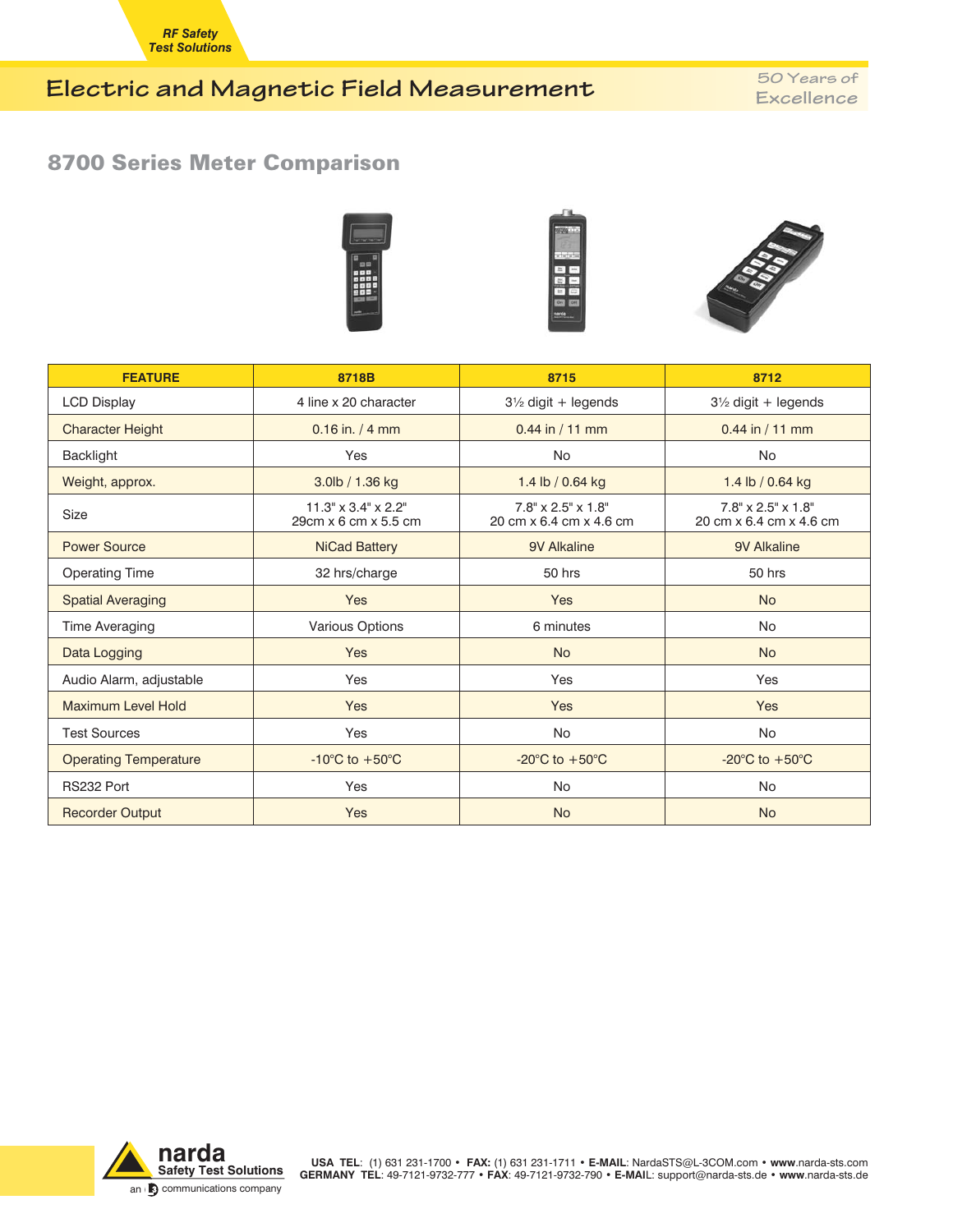## 8700 Series Meter Comparison

| FEATURE | 8718B | 8715 | 8712 |
|---|---|---|---|
| LCD Display | 4 line x 20 character | 3½ digit + legends | 3½ digit + legends |
| Character Height | 0.16 in. / 4 mm | 0.44 in / 11 mm | 0.44 in / 11 mm |
| Backlight | Yes | No | No |
| Weight, approx. | 3.0lb / 1.36 kg | 1.4 lb / 0.64 kg | 1.4 lb / 0.64 kg |
| Size | 11.3" x 3.4" x 2.2"<br>29cm x 6 cm x 5.5 cm | 7.8" x 2.5" x 1.8"<br>20 cm x 6.4 cm x 4.6 cm | 7.8" x 2.5" x 1.8"<br>20 cm x 6.4 cm x 4.6 cm |
| Power Source | NiCad Battery | 9V Alkaline | 9V Alkaline |
| Operating Time | 32 hrs/charge | 50 hrs | 50 hrs |
| Spatial Averaging | Yes | Yes | No |
| Time Averaging | Various Options | 6 minutes | No |
| Data Logging | Yes | No | No |
| Audio Alarm, adjustable | Yes | Yes | Yes |
| Maximum Level Hold | Yes | Yes | Yes |
| Test Sources | Yes | No | No |
| Operating Temperature | -10°C to +50°C | -20°C to +50°C | -20°C to +50°C |
| RS232 Port | Yes | No | No |
| Recorder Output | Yes | No | No |

**USA TEL**: (1) 631 231-1700 • **FAX:** (1) 631 231-1711 • **E-MAIL**: NardaSTS@L-3COM.com • **www**.narda-sts.com
**GERMANY TEL**: 49-7121-9732-777 • **FAX**: 49-7121-9732-790 • **E-MAIL**: support@narda-sts.de • **www**.narda-sts.de